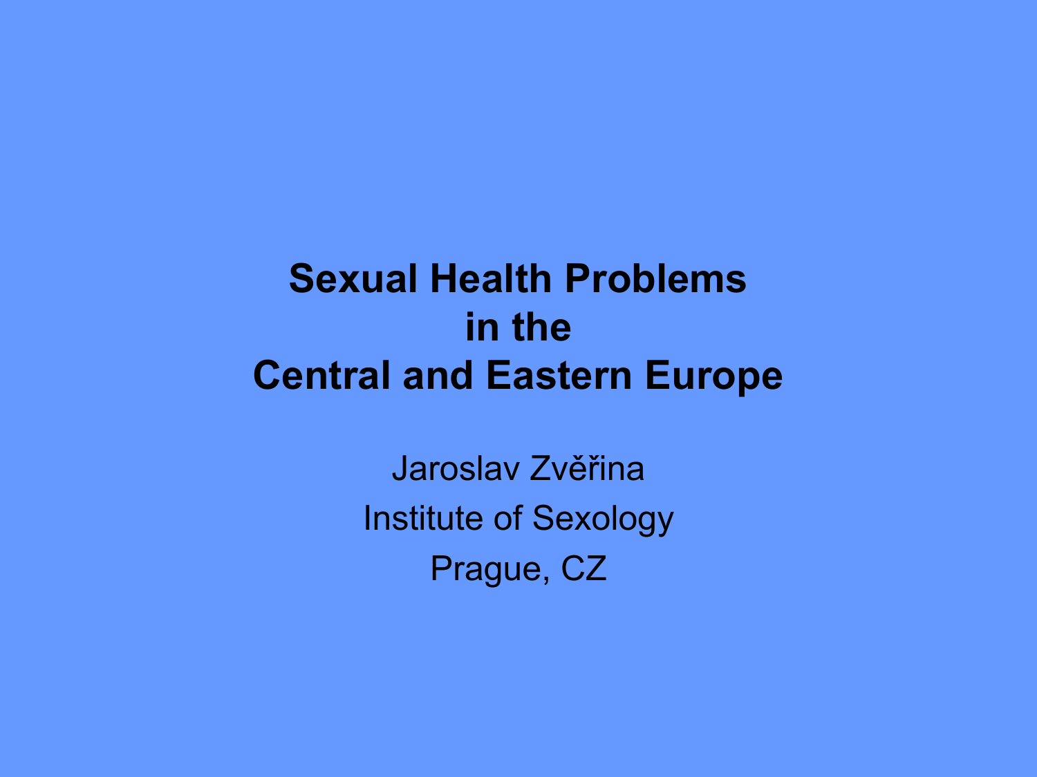# Sexual Health Problems in the Central and Eastern Europe

Jaroslav Zvěřina

Institute of Sexology

Prague, CZ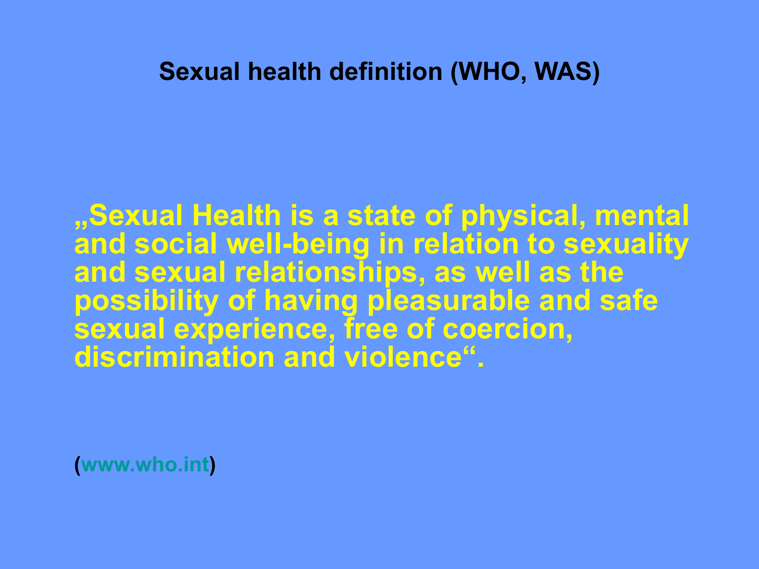# Sexual health definition (WHO, WAS)

„Sexual Health is a state of physical, mental and social well-being in relation to sexuality and sexual relationships, as well as the possibility of having pleasurable and safe sexual experience, free of coercion, discrimination and violence".

(www.who.int)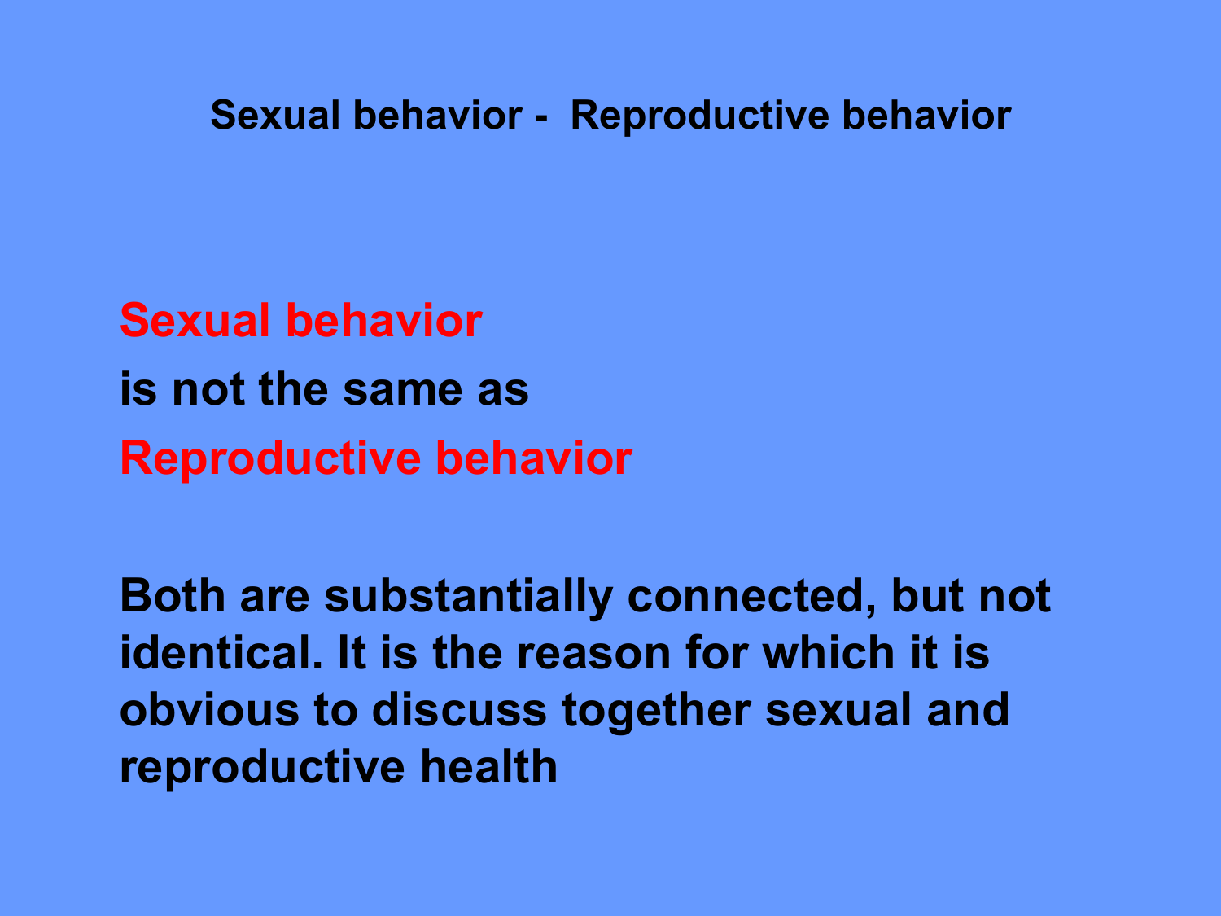# Sexual behavior - Reproductive behavior

**Sexual behavior**

**is not the same as**

**Reproductive behavior**

**Both are substantially connected, but not identical. It is the reason for which it is obvious to discuss together sexual and reproductive health**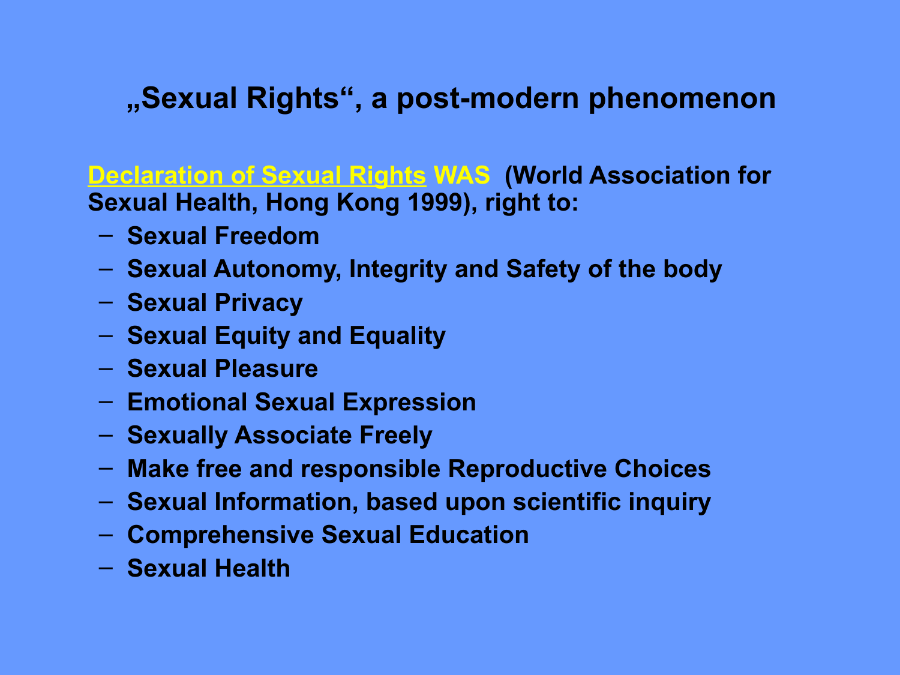# „Sexual Rights“, a post-modern phenomenon

**Declaration of Sexual Rights WAS (World Association for Sexual Health, Hong Kong 1999), right to:**

- **Sexual Freedom**
- **Sexual Autonomy, Integrity and Safety of the body**
- **Sexual Privacy**
- **Sexual Equity and Equality**
- **Sexual Pleasure**
- **Emotional Sexual Expression**
- **Sexually Associate Freely**
- **Make free and responsible Reproductive Choices**
- **Sexual Information, based upon scientific inquiry**
- **Comprehensive Sexual Education**
- **Sexual Health**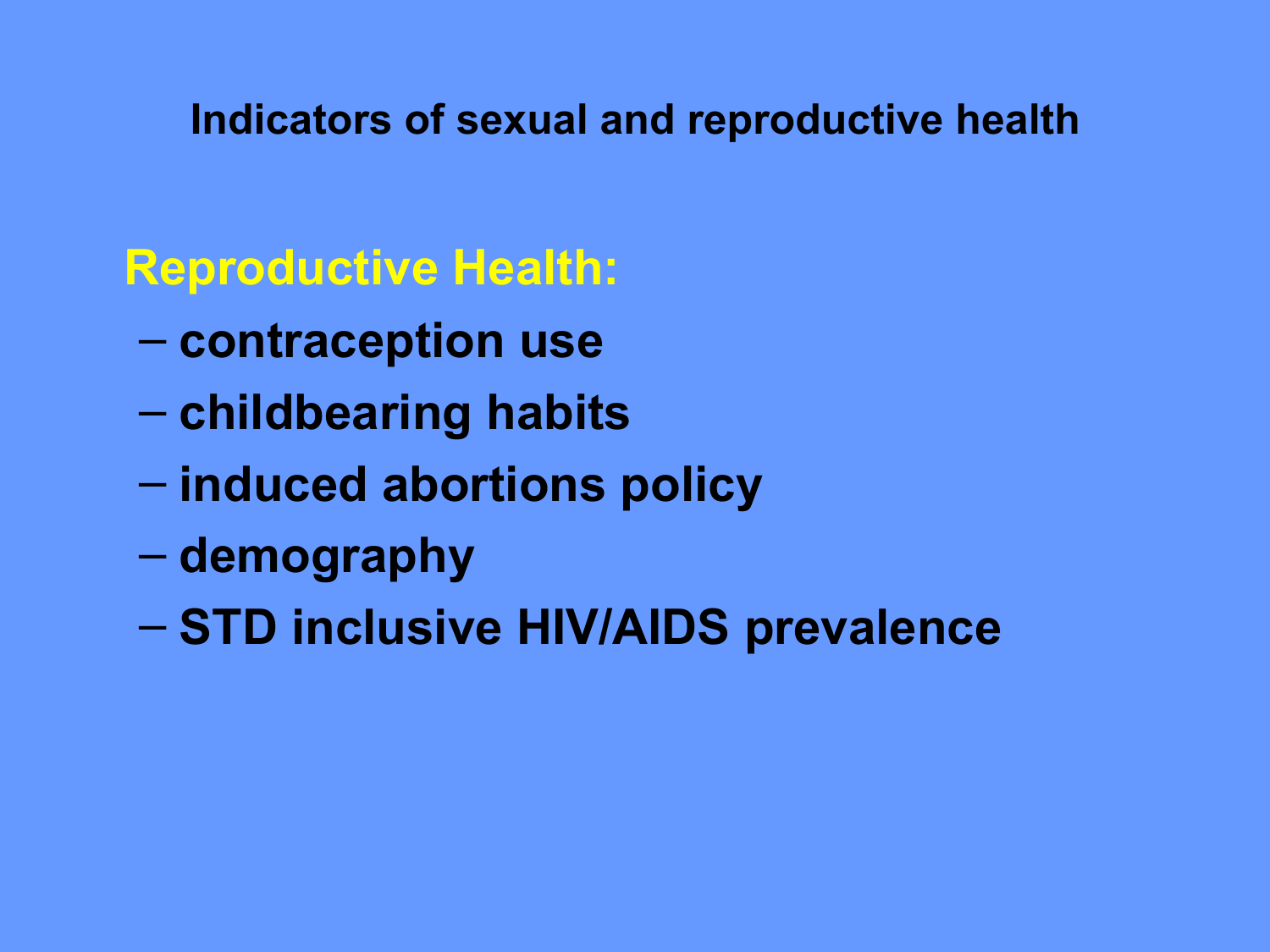## Indicators of sexual and reproductive health

**Reproductive Health:**

- contraception use
- childbearing habits
- induced abortions policy
- demography
- STD inclusive HIV/AIDS prevalence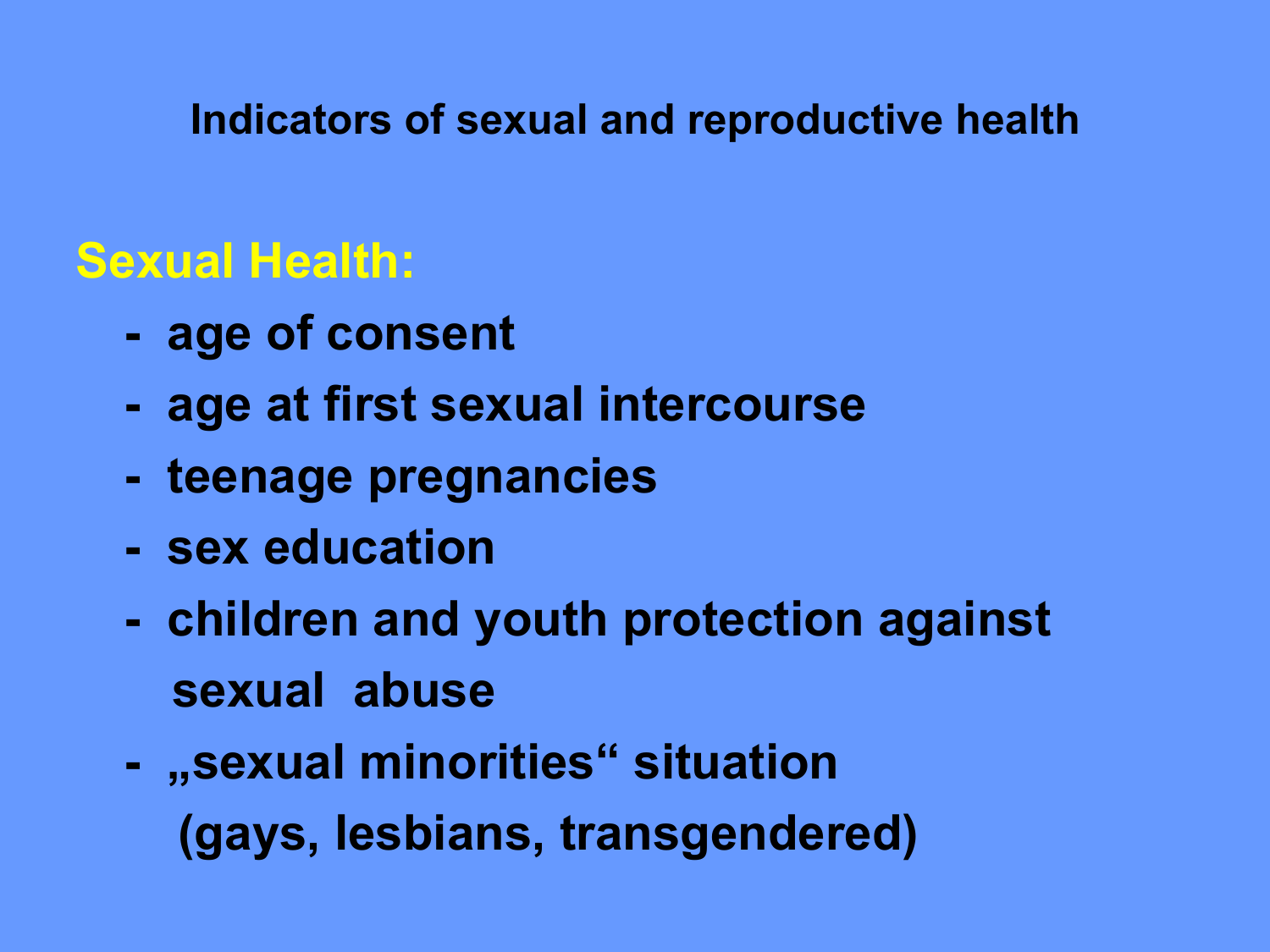## Indicators of sexual and reproductive health

**Sexual Health:**

- age of consent
- age at first sexual intercourse
- teenage pregnancies
- sex education
- children and youth protection against sexual abuse
- „sexual minorities" situation (gays, lesbians, transgendered)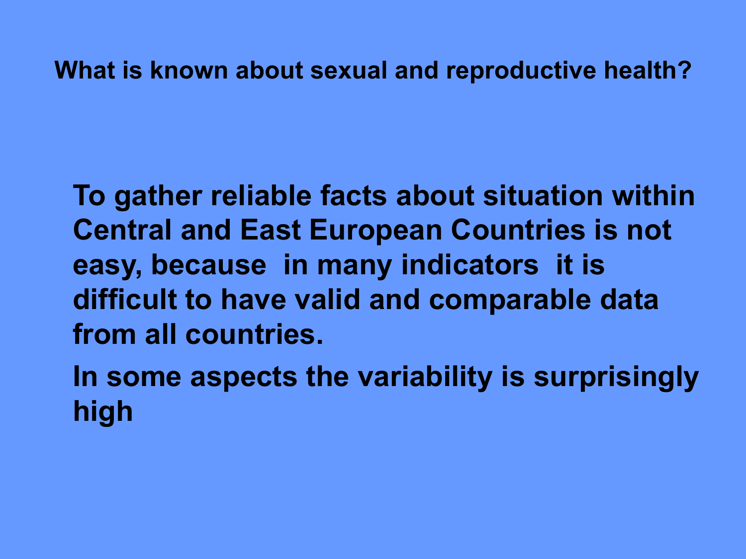## What is known about sexual and reproductive health?

To gather reliable facts about situation within Central and East European Countries is not easy, because in many indicators it is difficult to have valid and comparable data from all countries.

In some aspects the variability is surprisingly high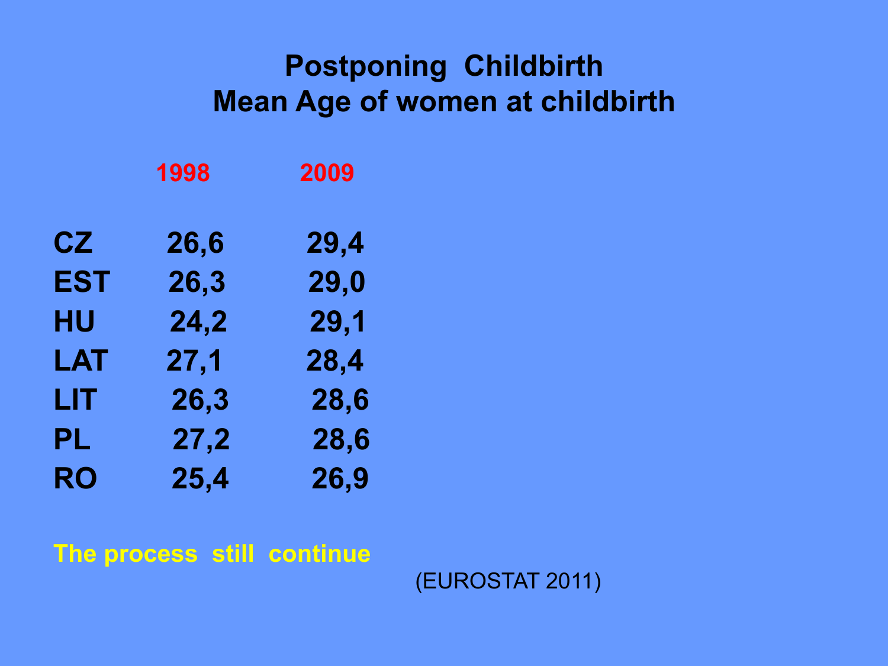# Postponing Childbirth
## Mean Age of women at childbirth

| | 1998 | 2009 |
|---|---|---|
| CZ | 26,6 | 29,4 |
| EST | 26,3 | 29,0 |
| HU | 24,2 | 29,1 |
| LAT | 27,1 | 28,4 |
| LIT | 26,3 | 28,6 |
| PL | 27,2 | 28,6 |
| RO | 25,4 | 26,9 |

**The process still continue**

(EUROSTAT 2011)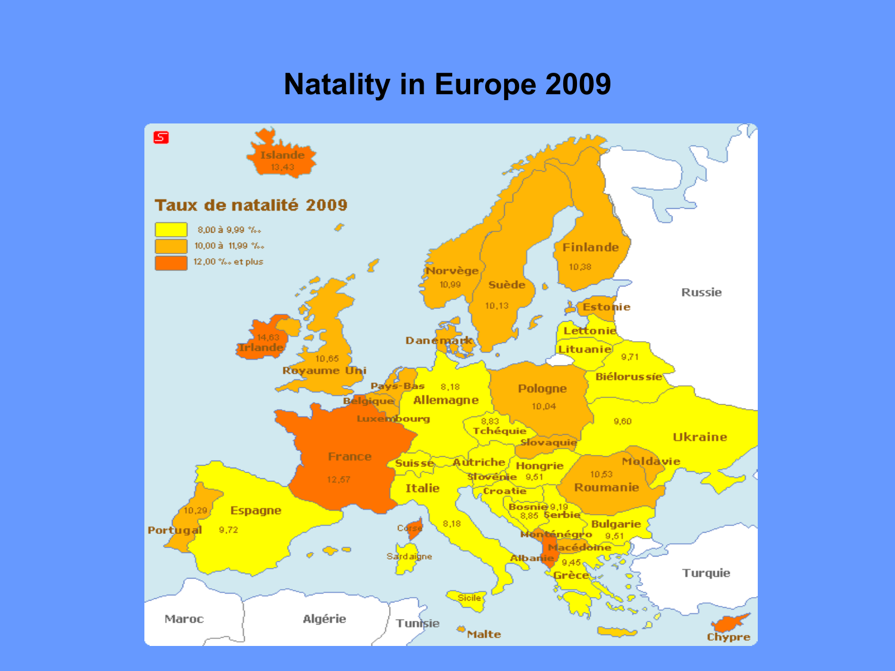# Natality in Europe 2009

**Taux de natalité 2009**

- 8,00 à 9,99 ‰
- 10,00 à 11,99 ‰
- 12,00 ‰ et plus

| Pays | Taux |
| --- | --- |
| Islande | 13,43 |
| Irlande | 14,63 |
| Royaume Uni | 10,65 |
| Norvège | 10,99 |
| Suède | 10,13 |
| Finlande | 10,38 |
| France | 12,67 |
| Portugal | 10,29 |
| Espagne | 9,72 |
| Allemagne | 8,18 |
| Italie | 8,18 |
| Tchéquie | 8,83 |
| Pologne | 10,04 |
| Biélorussie | 9,71 |
| Ukraine | 9,60 |
| Hongrie | 9,51 |
| Roumanie | 10,53 |
| Bosnie | 8,85 |
| Serbie | 9,19 |
| Bulgarie | 9,51 |
| Grèce | 9,45 |

Estonie, Lettonie, Lituanie, Russie, Danemark, Pays-Bas, Belgique, Luxembourg, Slovaquie, Suisse, Autriche, Slovénie, Croatie, Moldavie, Monténégro, Macédoine, Albanie, Turquie, Chypre, Corse, Sardaigne, Sicile, Malte, Maroc, Algérie, Tunisie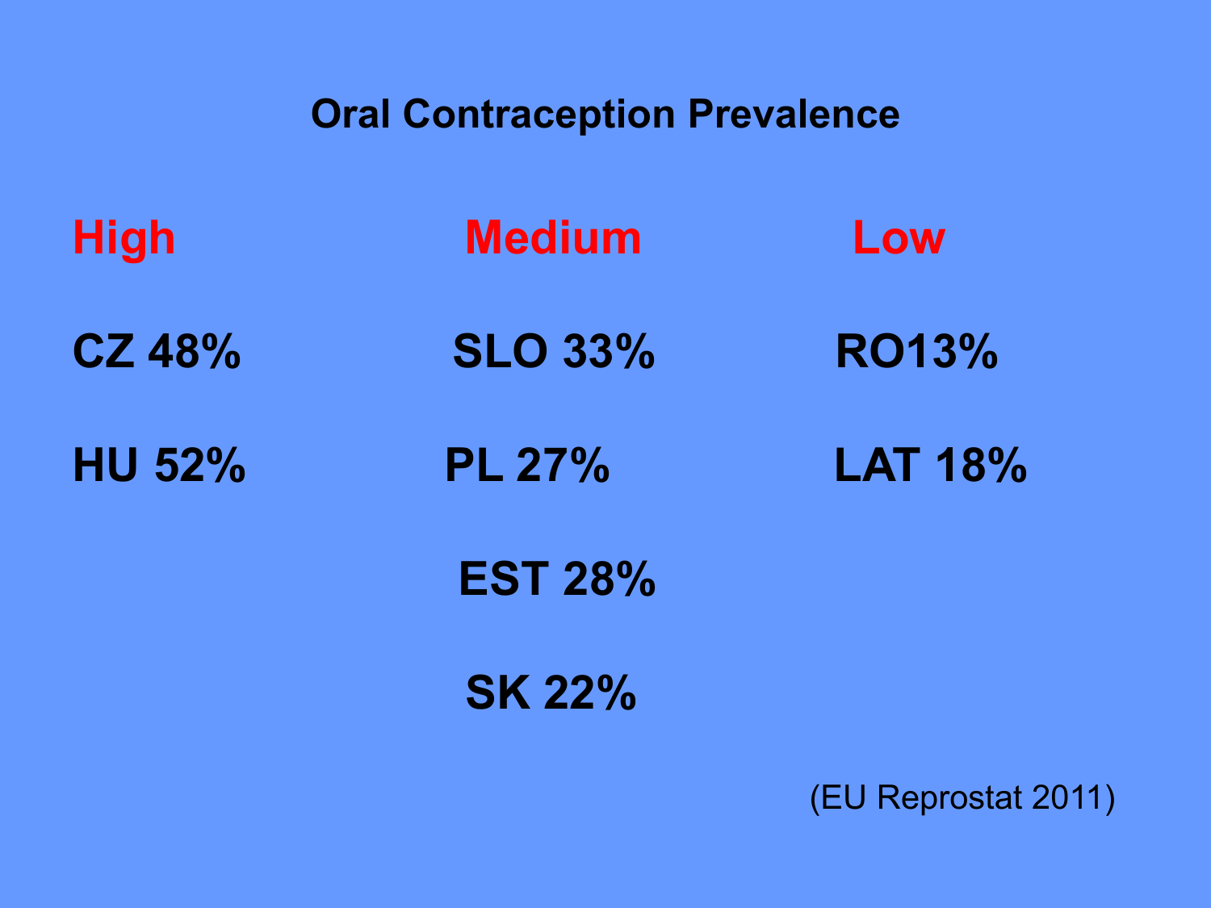# Oral Contraception Prevalence

| High | Medium | Low |
|---|---|---|
| CZ 48% | SLO 33% | RO13% |
| HU 52% | PL 27% | LAT 18% |
| | EST 28% | |
| | SK 22% | |

(EU Reprostat 2011)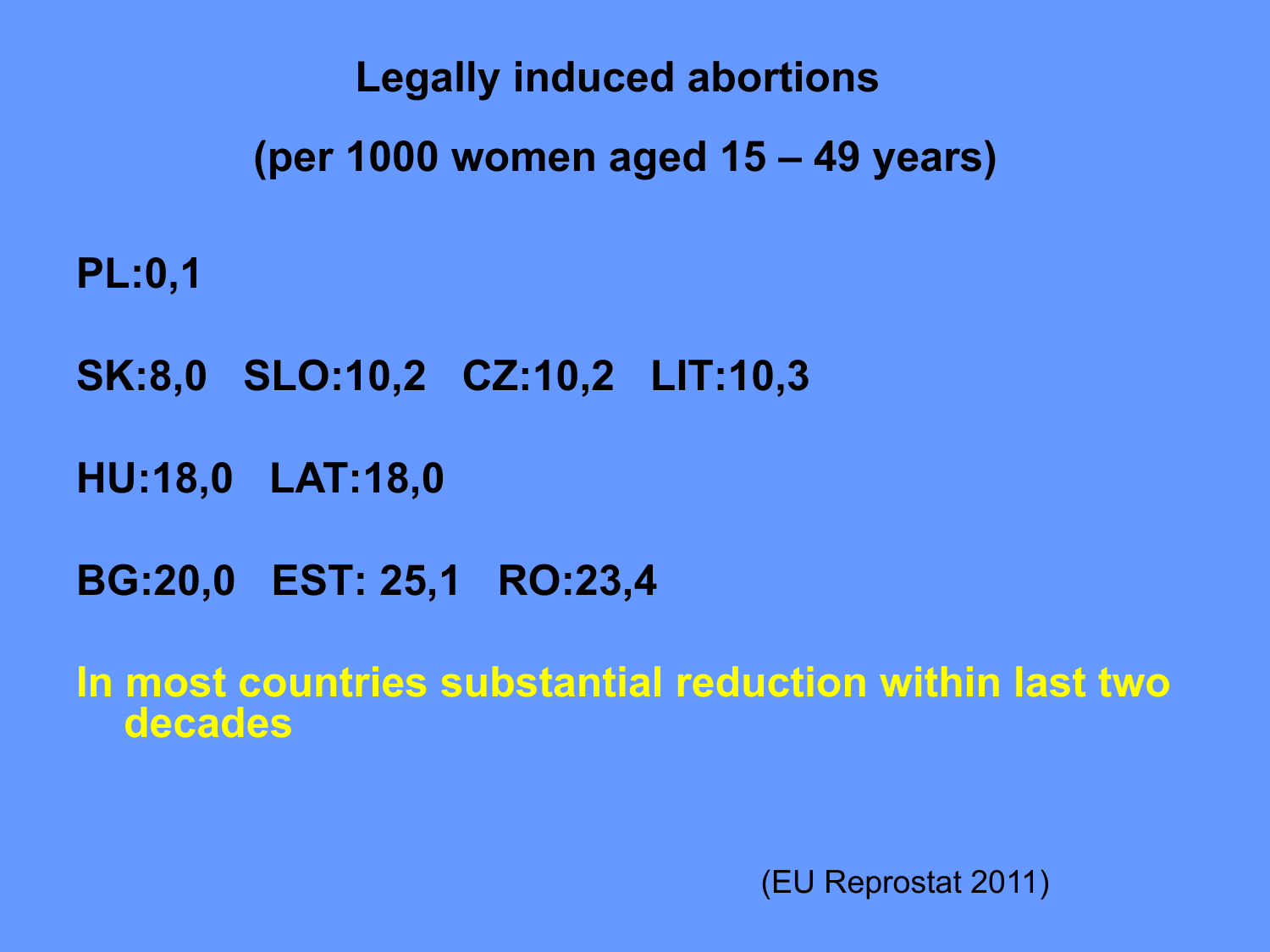# Legally induced abortions

## (per 1000 women aged 15 – 49 years)

**PL:0,1**

**SK:8,0 SLO:10,2 CZ:10,2 LIT:10,3**

**HU:18,0 LAT:18,0**

**BG:20,0 EST: 25,1 RO:23,4**

**In most countries substantial reduction within last two decades**

(EU Reprostat 2011)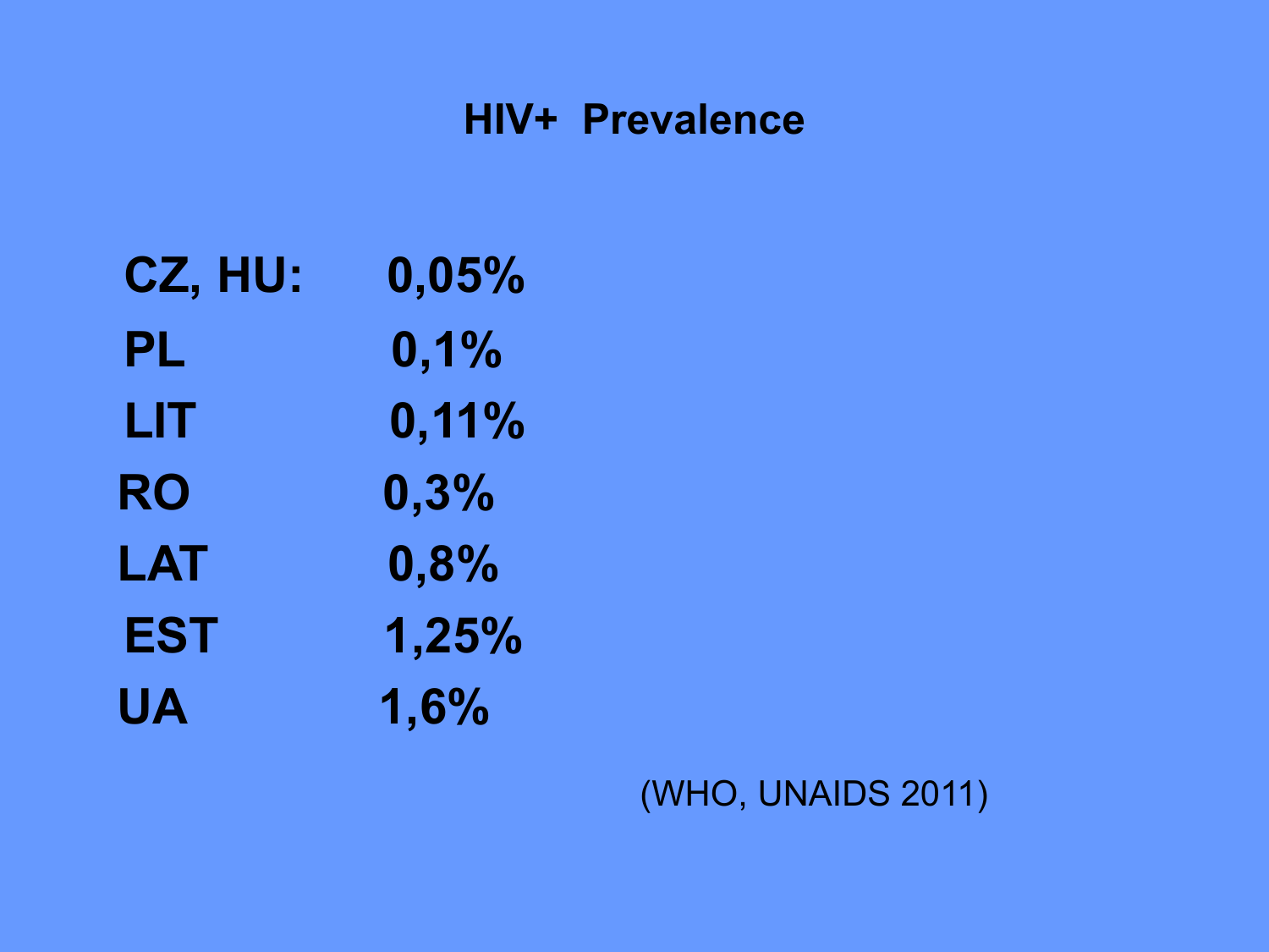# HIV+ Prevalence

| | |
|---|---|
| CZ, HU: | 0,05% |
| PL | 0,1% |
| LIT | 0,11% |
| RO | 0,3% |
| LAT | 0,8% |
| EST | 1,25% |
| UA | 1,6% |

(WHO, UNAIDS 2011)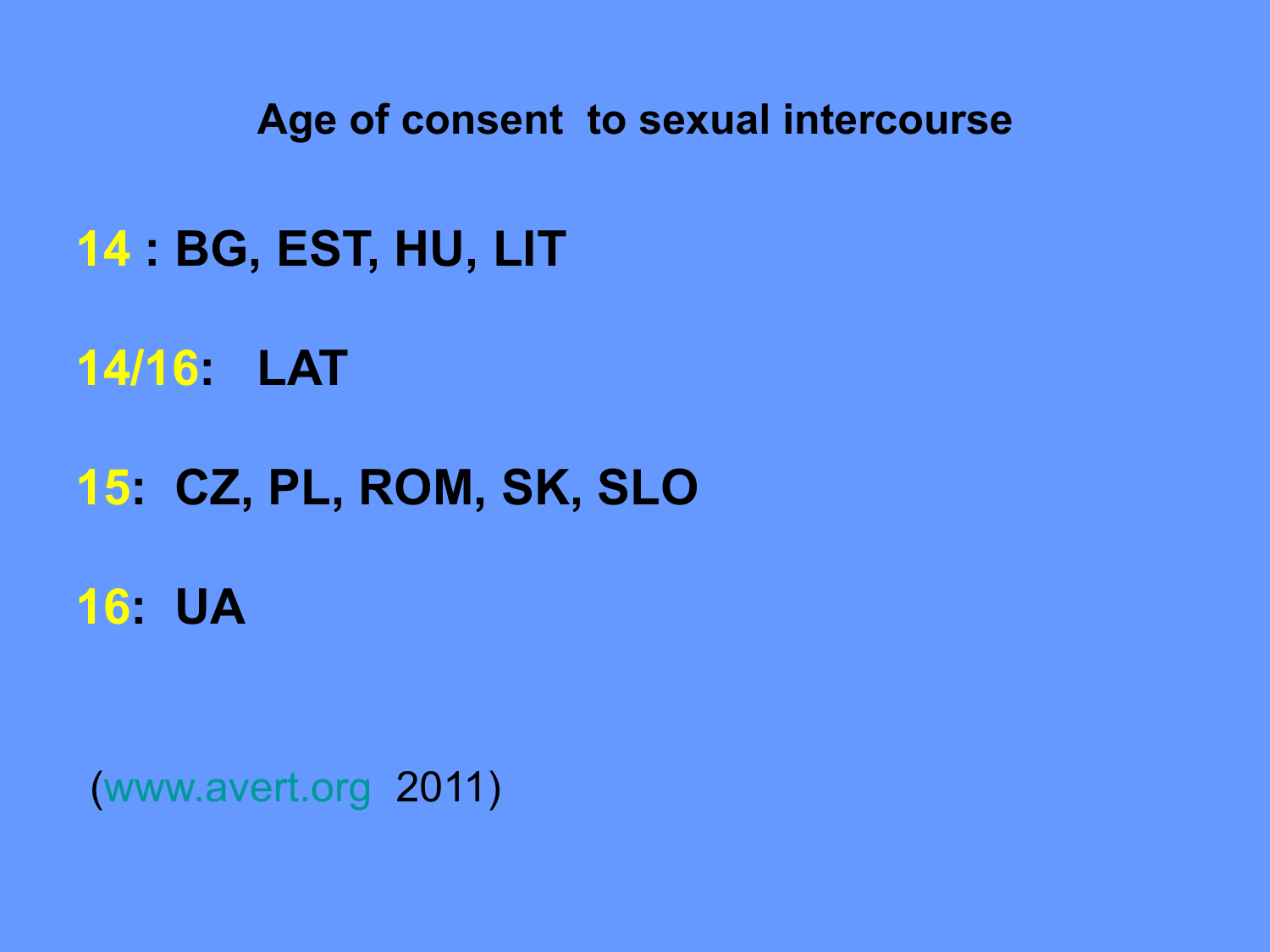## Age of consent to sexual intercourse

**14 : BG, EST, HU, LIT**

**14/16: LAT**

**15: CZ, PL, ROM, SK, SLO**

**16: UA**

(www.avert.org 2011)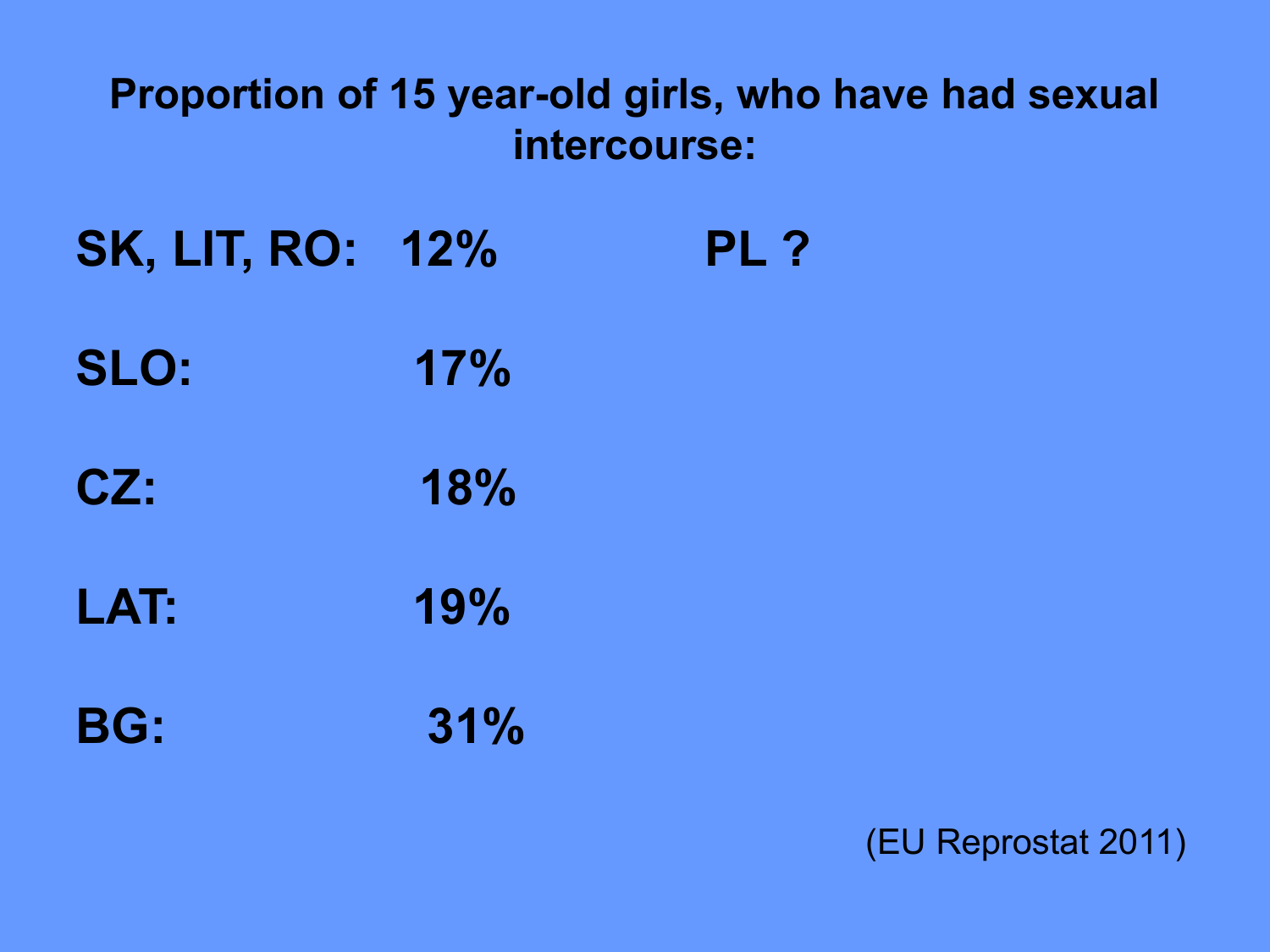## Proportion of 15 year-old girls, who have had sexual intercourse:

| | | |
|---|---|---|
| SK, LIT, RO: | 12% | PL ? |
| SLO: | 17% | |
| CZ: | 18% | |
| LAT: | 19% | |
| BG: | 31% | |

(EU Reprostat 2011)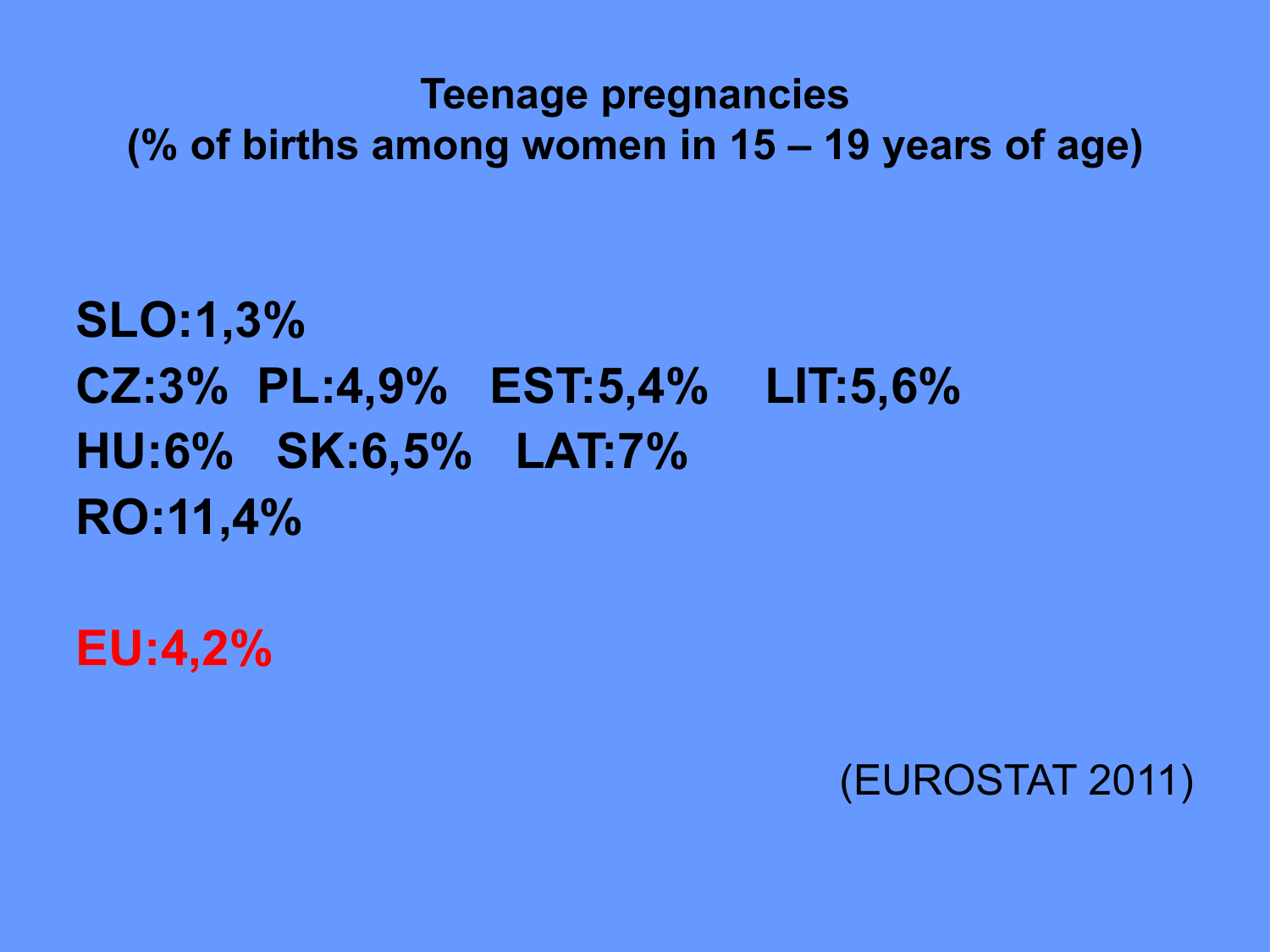**Teenage pregnancies**
**(% of births among women in 15 – 19 years of age)**

**SLO:1,3%**
**CZ:3% PL:4,9% EST:5,4% LIT:5,6%**
**HU:6% SK:6,5% LAT:7%**
**RO:11,4%**

**EU:4,2%**

(EUROSTAT 2011)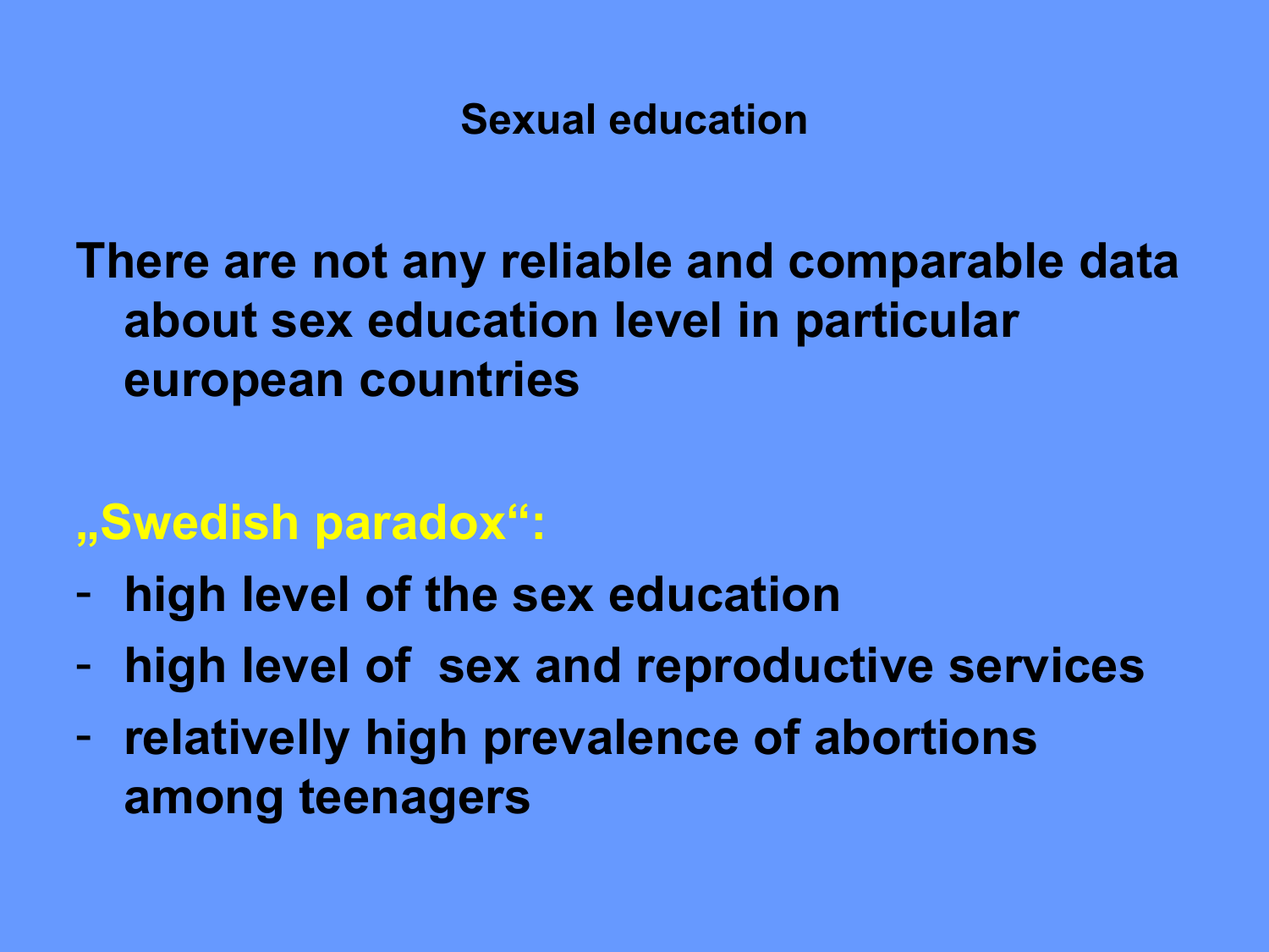# Sexual education

**There are not any reliable and comparable data about sex education level in particular european countries**

**„Swedish paradox“:**

- **high level of the sex education**
- **high level of  sex and reproductive services**
- **relativelly high prevalence of abortions among teenagers**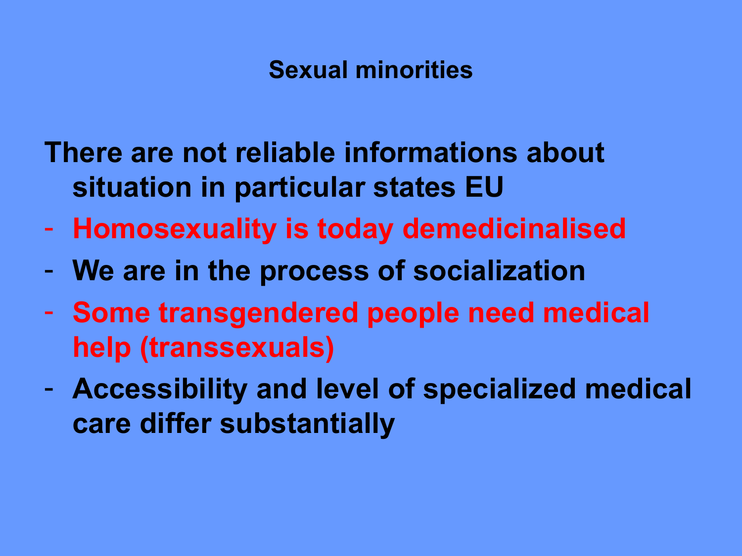# Sexual minorities

**There are not reliable informations about situation in particular states EU**

- **Homosexuality is today demedicinalised**
- **We are in the process of socialization**
- **Some transgendered people need medical help (transsexuals)**
- **Accessibility and level of specialized medical care differ substantially**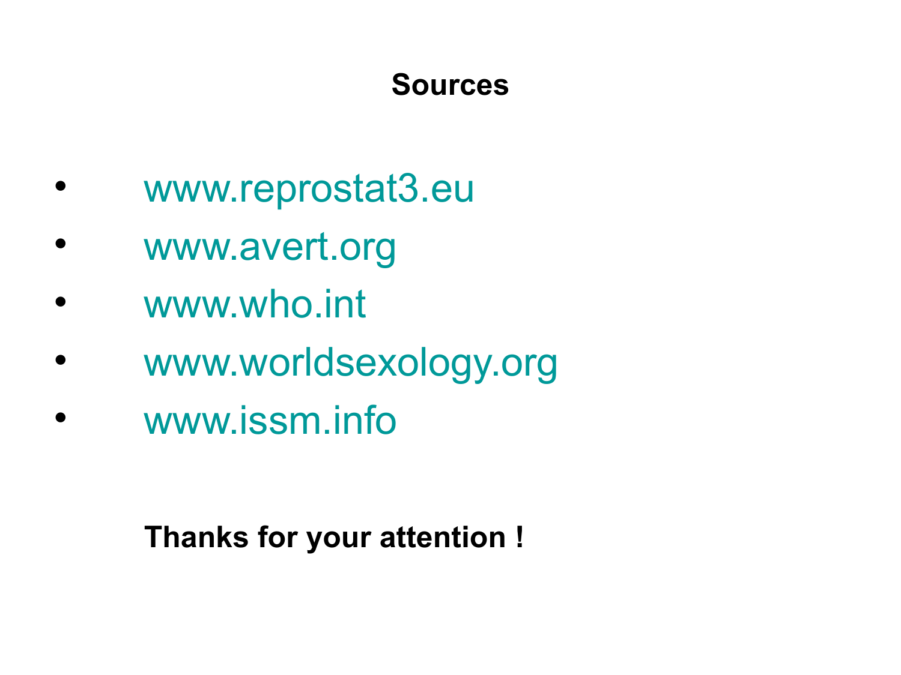# Sources

- www.reprostat3.eu
- www.avert.org
- www.who.int
- www.worldsexology.org
- www.issm.info

**Thanks for your attention !**